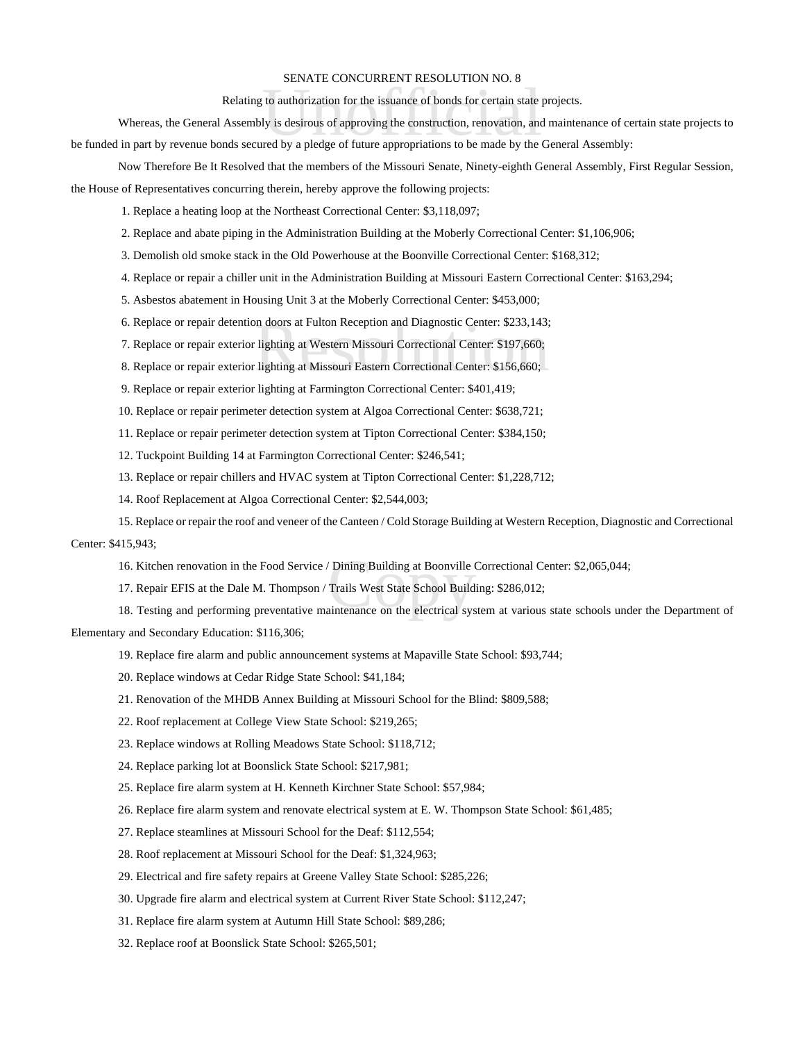SENATE CONCURRENT RESOLUTION NO. 8

Relating to authorization for the issuance of bonds for certain state projects.

Whereas, the General Assembly is desirous of approving the construction, renovation, and maintenance of certain state projects to be funded in part by revenue bonds secured by a pledge of future appropriations to be made by the General Assembly:

Now Therefore Be It Resolved that the members of the Missouri Senate, Ninety-eighth General Assembly, First Regular Session, the House of Representatives concurring therein, hereby approve the following projects:

1. Replace a heating loop at the Northeast Correctional Center: $3,118,097;
2. Replace and abate piping in the Administration Building at the Moberly Correctional Center: $1,106,906;
3. Demolish old smoke stack in the Old Powerhouse at the Boonville Correctional Center: $168,312;
4. Replace or repair a chiller unit in the Administration Building at Missouri Eastern Correctional Center: $163,294;
5. Asbestos abatement in Housing Unit 3 at the Moberly Correctional Center: $453,000;
6. Replace or repair detention doors at Fulton Reception and Diagnostic Center: $233,143;
7. Replace or repair exterior lighting at Western Missouri Correctional Center: $197,660;
8. Replace or repair exterior lighting at Missouri Eastern Correctional Center: $156,660;
9. Replace or repair exterior lighting at Farmington Correctional Center: $401,419;
10. Replace or repair perimeter detection system at Algoa Correctional Center: $638,721;
11. Replace or repair perimeter detection system at Tipton Correctional Center: $384,150;
12. Tuckpoint Building 14 at Farmington Correctional Center: $246,541;
13. Replace or repair chillers and HVAC system at Tipton Correctional Center: $1,228,712;
14. Roof Replacement at Algoa Correctional Center: $2,544,003;
15. Replace or repair the roof and veneer of the Canteen / Cold Storage Building at Western Reception, Diagnostic and Correctional Center: $415,943;
16. Kitchen renovation in the Food Service / Dining Building at Boonville Correctional Center: $2,065,044;
17. Repair EFIS at the Dale M. Thompson / Trails West State School Building: $286,012;
18. Testing and performing preventative maintenance on the electrical system at various state schools under the Department of Elementary and Secondary Education: $116,306;
19. Replace fire alarm and public announcement systems at Mapaville State School: $93,744;
20. Replace windows at Cedar Ridge State School: $41,184;
21. Renovation of the MHDB Annex Building at Missouri School for the Blind: $809,588;
22. Roof replacement at College View State School: $219,265;
23. Replace windows at Rolling Meadows State School: $118,712;
24. Replace parking lot at Boonslick State School: $217,981;
25. Replace fire alarm system at H. Kenneth Kirchner State School: $57,984;
26. Replace fire alarm system and renovate electrical system at E. W. Thompson State School: $61,485;
27. Replace steamlines at Missouri School for the Deaf: $112,554;
28. Roof replacement at Missouri School for the Deaf: $1,324,963;
29. Electrical and fire safety repairs at Greene Valley State School: $285,226;
30. Upgrade fire alarm and electrical system at Current River State School: $112,247;
31. Replace fire alarm system at Autumn Hill State School: $89,286;
32. Replace roof at Boonslick State School: $265,501;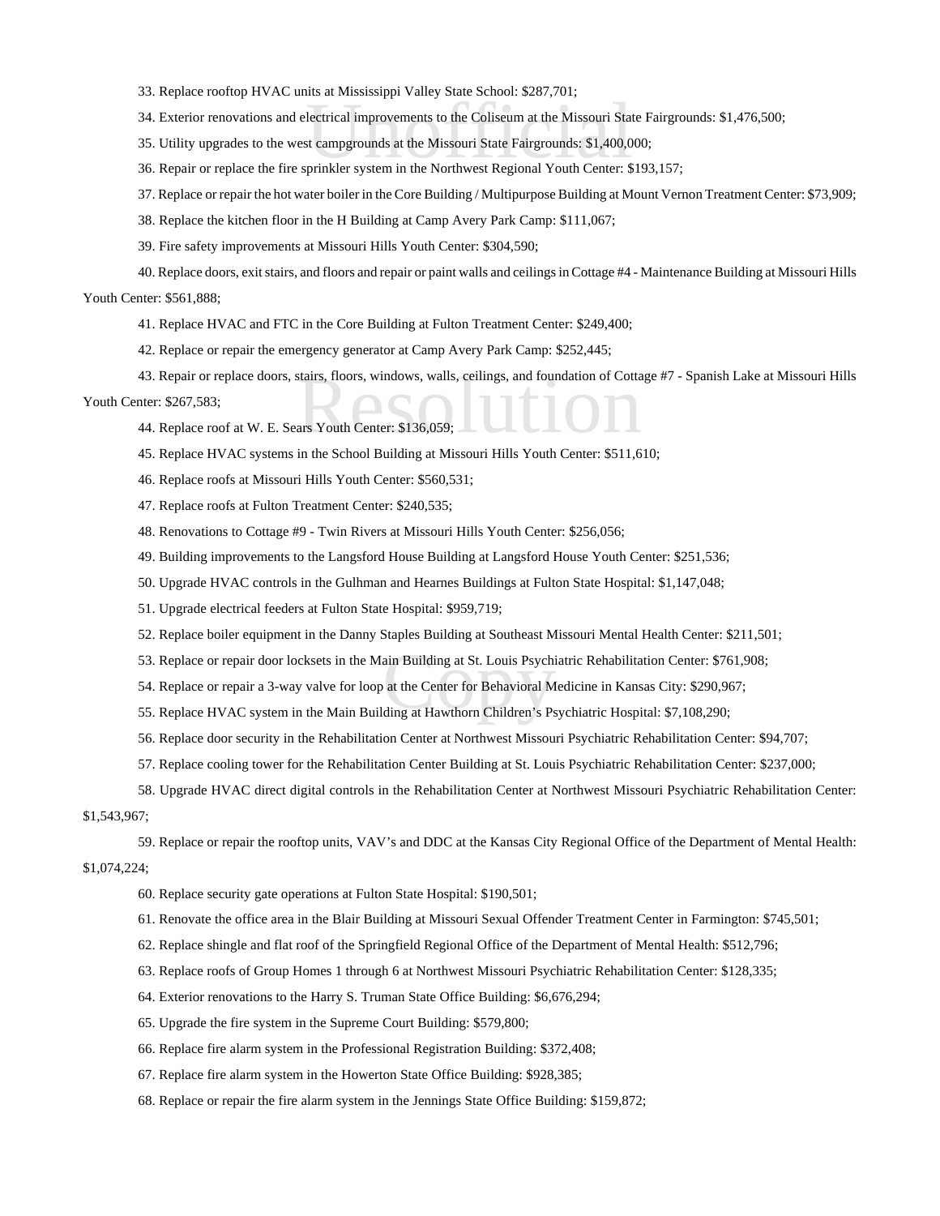33. Replace rooftop HVAC units at Mississippi Valley State School: $287,701;

34. Exterior renovations and electrical improvements to the Coliseum at the Missouri State Fairgrounds: $1,476,500;

35. Utility upgrades to the west campgrounds at the Missouri State Fairgrounds: $1,400,000;

36. Repair or replace the fire sprinkler system in the Northwest Regional Youth Center: $193,157;

37. Replace or repair the hot water boiler in the Core Building / Multipurpose Building at Mount Vernon Treatment Center: $73,909;

38. Replace the kitchen floor in the H Building at Camp Avery Park Camp: $111,067;

39. Fire safety improvements at Missouri Hills Youth Center: $304,590;

40. Replace doors, exit stairs, and floors and repair or paint walls and ceilings in Cottage #4 - Maintenance Building at Missouri Hills Youth Center: $561,888;

41. Replace HVAC and FTC in the Core Building at Fulton Treatment Center: $249,400;

42. Replace or repair the emergency generator at Camp Avery Park Camp: $252,445;

43. Repair or replace doors, stairs, floors, windows, walls, ceilings, and foundation of Cottage #7 - Spanish Lake at Missouri Hills Youth Center: $267,583;

44. Replace roof at W. E. Sears Youth Center: $136,059;

45. Replace HVAC systems in the School Building at Missouri Hills Youth Center: $511,610;

46. Replace roofs at Missouri Hills Youth Center: $560,531;

47. Replace roofs at Fulton Treatment Center: $240,535;

48. Renovations to Cottage #9 - Twin Rivers at Missouri Hills Youth Center: $256,056;

49. Building improvements to the Langsford House Building at Langsford House Youth Center: $251,536;

50. Upgrade HVAC controls in the Gulhman and Hearnes Buildings at Fulton State Hospital: $1,147,048;

51. Upgrade electrical feeders at Fulton State Hospital: $959,719;

52. Replace boiler equipment in the Danny Staples Building at Southeast Missouri Mental Health Center: $211,501;

53. Replace or repair door locksets in the Main Building at St. Louis Psychiatric Rehabilitation Center: $761,908;

54. Replace or repair a 3-way valve for loop at the Center for Behavioral Medicine in Kansas City: $290,967;

55. Replace HVAC system in the Main Building at Hawthorn Children's Psychiatric Hospital: $7,108,290;

56. Replace door security in the Rehabilitation Center at Northwest Missouri Psychiatric Rehabilitation Center: $94,707;

57. Replace cooling tower for the Rehabilitation Center Building at St. Louis Psychiatric Rehabilitation Center: $237,000;

58. Upgrade HVAC direct digital controls in the Rehabilitation Center at Northwest Missouri Psychiatric Rehabilitation Center: $1,543,967;

59. Replace or repair the rooftop units, VAV's and DDC at the Kansas City Regional Office of the Department of Mental Health: $1,074,224;

60. Replace security gate operations at Fulton State Hospital: $190,501;

61. Renovate the office area in the Blair Building at Missouri Sexual Offender Treatment Center in Farmington: $745,501;

62. Replace shingle and flat roof of the Springfield Regional Office of the Department of Mental Health: $512,796;

63. Replace roofs of Group Homes 1 through 6 at Northwest Missouri Psychiatric Rehabilitation Center: $128,335;

64. Exterior renovations to the Harry S. Truman State Office Building: $6,676,294;

65. Upgrade the fire system in the Supreme Court Building: $579,800;

66. Replace fire alarm system in the Professional Registration Building: $372,408;

67. Replace fire alarm system in the Howerton State Office Building: $928,385;

68. Replace or repair the fire alarm system in the Jennings State Office Building: $159,872;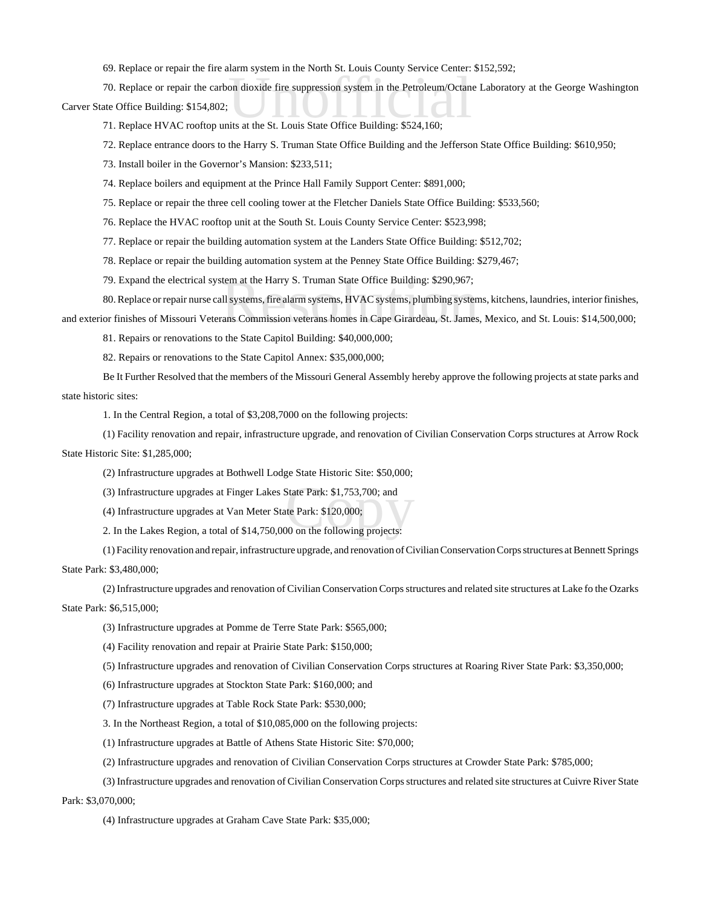69. Replace or repair the fire alarm system in the North St. Louis County Service Center: $152,592;

70. Replace or repair the carbon dioxide fire suppression system in the Petroleum/Octane Laboratory at the George Washington Carver State Office Building: $154,802;

71. Replace HVAC rooftop units at the St. Louis State Office Building: $524,160;

72. Replace entrance doors to the Harry S. Truman State Office Building and the Jefferson State Office Building: $610,950;

73. Install boiler in the Governor's Mansion: $233,511;

74. Replace boilers and equipment at the Prince Hall Family Support Center: $891,000;

75. Replace or repair the three cell cooling tower at the Fletcher Daniels State Office Building: $533,560;

76. Replace the HVAC rooftop unit at the South St. Louis County Service Center: $523,998;

77. Replace or repair the building automation system at the Landers State Office Building: $512,702;

78. Replace or repair the building automation system at the Penney State Office Building: $279,467;

79. Expand the electrical system at the Harry S. Truman State Office Building: $290,967;

80. Replace or repair nurse call systems, fire alarm systems, HVAC systems, plumbing systems, kitchens, laundries, interior finishes, and exterior finishes of Missouri Veterans Commission veterans homes in Cape Girardeau, St. James, Mexico, and St. Louis: $14,500,000;

81. Repairs or renovations to the State Capitol Building: $40,000,000;

82. Repairs or renovations to the State Capitol Annex: $35,000,000;

Be It Further Resolved that the members of the Missouri General Assembly hereby approve the following projects at state parks and state historic sites:

1. In the Central Region, a total of $3,208,7000 on the following projects:

(1) Facility renovation and repair, infrastructure upgrade, and renovation of Civilian Conservation Corps structures at Arrow Rock State Historic Site: $1,285,000;

(2) Infrastructure upgrades at Bothwell Lodge State Historic Site: $50,000;

(3) Infrastructure upgrades at Finger Lakes State Park: $1,753,700; and

(4) Infrastructure upgrades at Van Meter State Park: $120,000;

2. In the Lakes Region, a total of $14,750,000 on the following projects:

(1) Facility renovation and repair, infrastructure upgrade, and renovation of Civilian Conservation Corps structures at Bennett Springs State Park: $3,480,000;

(2) Infrastructure upgrades and renovation of Civilian Conservation Corps structures and related site structures at Lake fo the Ozarks State Park: $6,515,000;

(3) Infrastructure upgrades at Pomme de Terre State Park: $565,000;

(4) Facility renovation and repair at Prairie State Park: $150,000;

(5) Infrastructure upgrades and renovation of Civilian Conservation Corps structures at Roaring River State Park: $3,350,000;

(6) Infrastructure upgrades at Stockton State Park: $160,000; and

(7) Infrastructure upgrades at Table Rock State Park: $530,000;

3. In the Northeast Region, a total of $10,085,000 on the following projects:

(1) Infrastructure upgrades at Battle of Athens State Historic Site: $70,000;

(2) Infrastructure upgrades and renovation of Civilian Conservation Corps structures at Crowder State Park: $785,000;

(3) Infrastructure upgrades and renovation of Civilian Conservation Corps structures and related site structures at Cuivre River State Park: $3,070,000;

(4) Infrastructure upgrades at Graham Cave State Park: $35,000;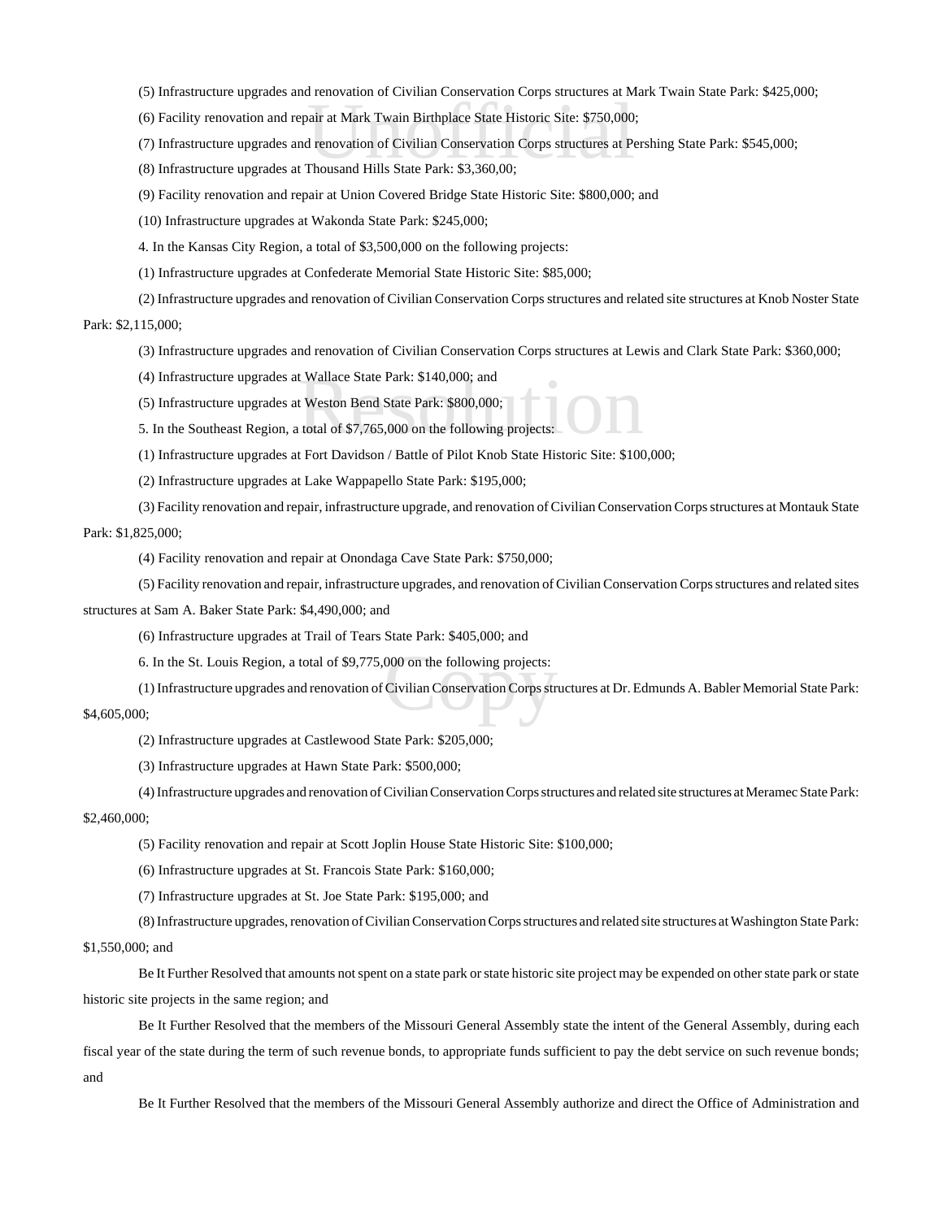(5) Infrastructure upgrades and renovation of Civilian Conservation Corps structures at Mark Twain State Park: $425,000;

(6) Facility renovation and repair at Mark Twain Birthplace State Historic Site: $750,000;

(7) Infrastructure upgrades and renovation of Civilian Conservation Corps structures at Pershing State Park: $545,000;

(8) Infrastructure upgrades at Thousand Hills State Park: $3,360,00;

(9) Facility renovation and repair at Union Covered Bridge State Historic Site: $800,000; and

(10) Infrastructure upgrades at Wakonda State Park: $245,000;

4. In the Kansas City Region, a total of $3,500,000 on the following projects:

(1) Infrastructure upgrades at Confederate Memorial State Historic Site: $85,000;

(2) Infrastructure upgrades and renovation of Civilian Conservation Corps structures and related site structures at Knob Noster State Park: $2,115,000;

(3) Infrastructure upgrades and renovation of Civilian Conservation Corps structures at Lewis and Clark State Park: $360,000;

(4) Infrastructure upgrades at Wallace State Park: $140,000; and

(5) Infrastructure upgrades at Weston Bend State Park: $800,000;

5. In the Southeast Region, a total of $7,765,000 on the following projects:

(1) Infrastructure upgrades at Fort Davidson / Battle of Pilot Knob State Historic Site: $100,000;

(2) Infrastructure upgrades at Lake Wappapello State Park: $195,000;

(3) Facility renovation and repair, infrastructure upgrade, and renovation of Civilian Conservation Corps structures at Montauk State Park: $1,825,000;

(4) Facility renovation and repair at Onondaga Cave State Park: $750,000;

(5) Facility renovation and repair, infrastructure upgrades, and renovation of Civilian Conservation Corps structures and related sites structures at Sam A. Baker State Park: $4,490,000; and

(6) Infrastructure upgrades at Trail of Tears State Park: $405,000; and

6. In the St. Louis Region, a total of $9,775,000 on the following projects:

(1) Infrastructure upgrades and renovation of Civilian Conservation Corps structures at Dr. Edmunds A. Babler Memorial State Park: $4,605,000;

(2) Infrastructure upgrades at Castlewood State Park: $205,000;

(3) Infrastructure upgrades at Hawn State Park: $500,000;

(4) Infrastructure upgrades and renovation of Civilian Conservation Corps structures and related site structures at Meramec State Park: $2,460,000;

(5) Facility renovation and repair at Scott Joplin House State Historic Site: $100,000;

(6) Infrastructure upgrades at St. Francois State Park: $160,000;

(7) Infrastructure upgrades at St. Joe State Park: $195,000; and

(8) Infrastructure upgrades, renovation of Civilian Conservation Corps structures and related site structures at Washington State Park: $1,550,000; and

Be It Further Resolved that amounts not spent on a state park or state historic site project may be expended on other state park or state historic site projects in the same region; and

Be It Further Resolved that the members of the Missouri General Assembly state the intent of the General Assembly, during each fiscal year of the state during the term of such revenue bonds, to appropriate funds sufficient to pay the debt service on such revenue bonds; and

Be It Further Resolved that the members of the Missouri General Assembly authorize and direct the Office of Administration and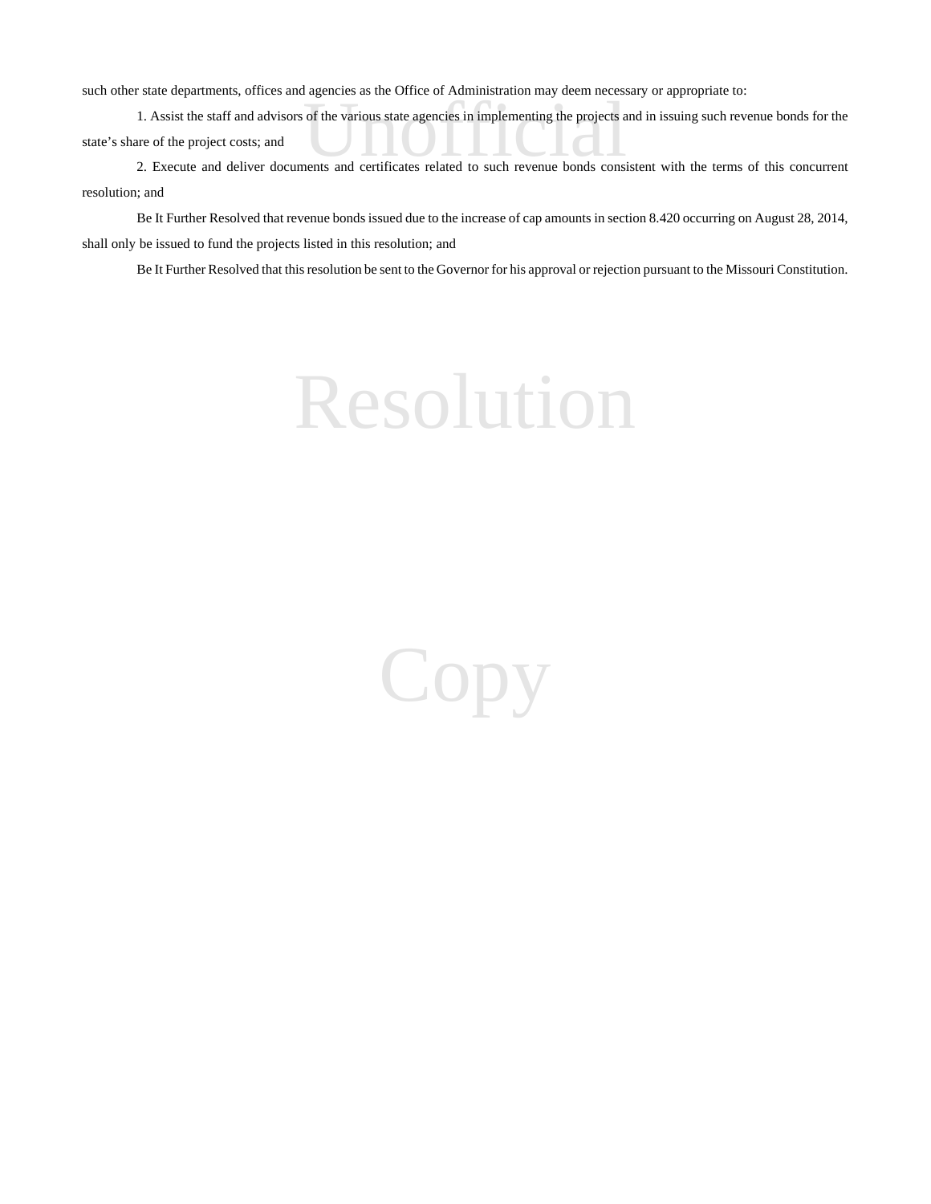such other state departments, offices and agencies as the Office of Administration may deem necessary or appropriate to:

1. Assist the staff and advisors of the various state agencies in implementing the projects and in issuing such revenue bonds for the state's share of the project costs; and

2. Execute and deliver documents and certificates related to such revenue bonds consistent with the terms of this concurrent resolution; and

Be It Further Resolved that revenue bonds issued due to the increase of cap amounts in section 8.420 occurring on August 28, 2014, shall only be issued to fund the projects listed in this resolution; and

Be It Further Resolved that this resolution be sent to the Governor for his approval or rejection pursuant to the Missouri Constitution.